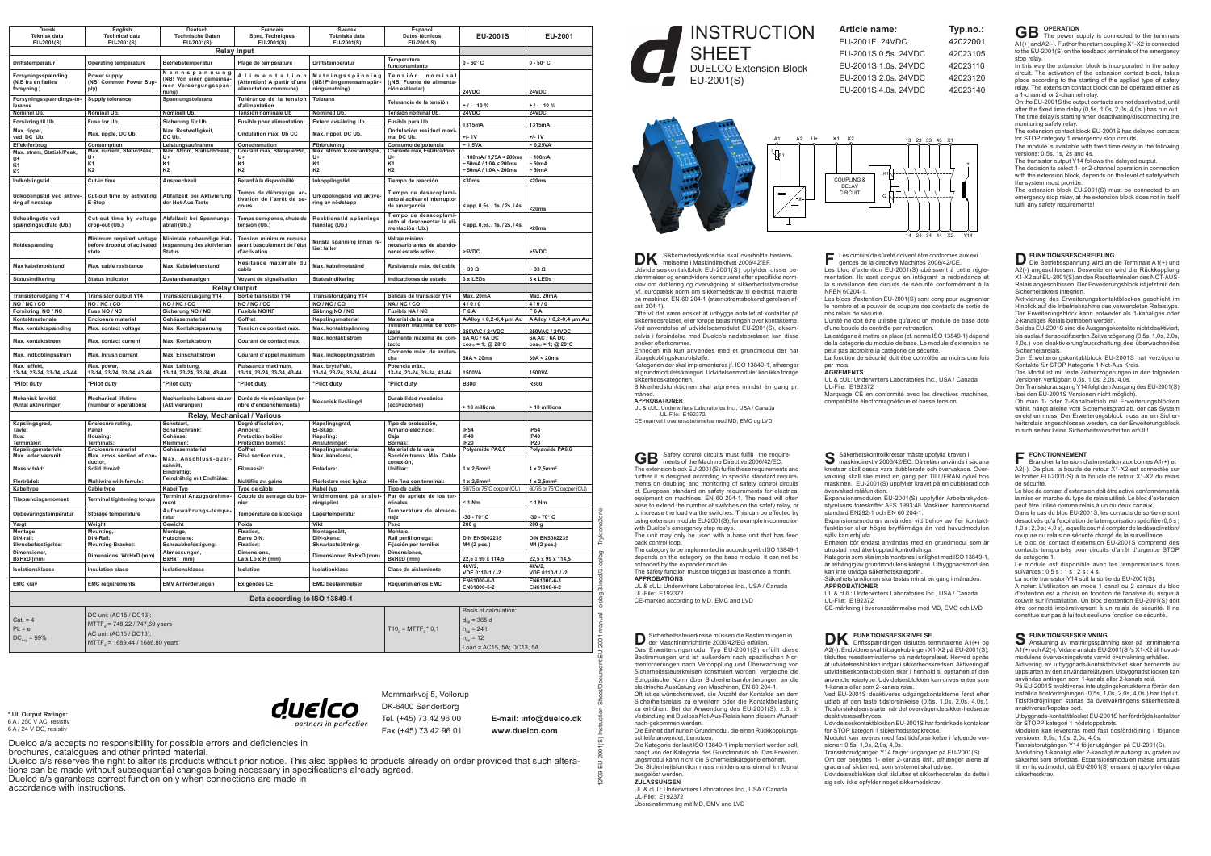| Dansk Teknisk data EU-2001(S) | English Technical data EU-2001(S) | Deutsch Technische Daten EU-2001(S) | Francais Spéc. Techniques EU-2001(S) | Svensk Tekniska data EU-2001(S) | Espanol Datos técnicos EU-2001(S) | EU-2001S | EU-2001 |
|---|---|---|---|---|---|---|---|
| **Relay Input** | | | | | | | |
| Driftstemperatur | Operating temperature | Betriebstemperatur | Plage de température | Driftstemperatur | Temperatura funcionamiento | 0 - 50° C | 0 - 50° C |
| Forsyningsspænding (N.B fra en fælles forsyning.) | Power supply (NB! Common Power Supply) | Nennspannung (NB! Von einer gemeinsamen Versorgungsspannung) | Alimentation (Attention! A partir d'une alimentation commune) | Matningsspänning (NB! Från gemensam spänningsmatning) | Tensión nominal (¡NB! Fuente de alimentación estándar) | 24VDC | 24VDC |
| Forsyningsspændings-tolerance | Supply tolerance | Spannungstoleranz | Tolérance de la tension d'alimentation | Tolerans | Tolerancia de la tensión | +/- 10 % | +/- 10 % |
| Nominel Ub. | Nominal Ub. | Nominell Ub. | Tension nominale Ub | Nominell Ub. | Tensión nominal Ub. | 24VDC | 24VDC |
| Forsikring til Ub. | Fuse for Ub. | Sicherung für Ub. | Fusible pour alimentation | Externt avsäkring Ub. | Fusible para Ub. | T315mA | T315mA |
| Max. rippel, ved DC Ub. | Max. ripple, DC Ub. | Max. Restwelligkeit, DC Ub. | Ondulation max, Ub CC | Max. rippel, DC Ub. | Ondulación residual maxima DC Ub. | +/- 1V | +/- 1V |
| Effektforbrug | Consumption | Leistungsaufnahme | Consommation | Förbrukning | Consumo de potencia | ~ 1,5VA | ~ 0,25VA |
| Max. strøm, Statisk/Peak, U+ K1 K2 | Max. current, Static/Peak, U+ K1 K2 | Max. Strom, Statisch/Peak, U+ K1 K2 | Courant max, Statique/Pic, U+ K1 K2 | Max. strom, Konstant/Spik, U+ K1 K2 | Corriente max, Estática/Pico, U+ K1 K2 | ~ 100mA / 1,75A < 200ms ~ 50mA / 1,0A < 200ms ~ 50mA / 1,0A < 200ms | ~ 100mA ~ 50mA ~ 50mA |
| Indkoblingstid | Cut-in time | Ansprechzeit | Retard à la disponibilité | Inkopplingstid | Tiempo de reacción | <30ms | <20ms |
| Udkoblingstid ved aktivering af nødstop | Cut-out time by activating E-Stop | Abfallzeit bei Aktivierung der Not-Aus Taste | Temps de débrayage, activation de l'arrêt de secours | Urkopplingstid vid aktivering av nödstopp | Tiempo de desacoplamiento al activar el interruptor de emergencia | < app. 0.5s. / 1s. / 2s. / 4s. | <20ms |
| Udkoblingstid ved spændingsudfald (Ub.) | Cut-out time by voltage drop-out (Ub.) | Abfallzeit bei Spannungsabfall (Ub.) | Temps de réponse, chute de tension (Ub.) | Reaktionstid spänningsfranslag (Ub.) | Tiempo de desacoplamiento al desconectar la alimentación (Ub.) | < app. 0.5s. / 1s. / 2s. / 4s. | <20ms |
| Holdespænding | Minimum required voltage before dropout of activated state | Minimale notwendige Haltespannung des aktivierten Status | Tension minimum requise avant basculement de l'état d'activation | Minsta spänning innan relä faller | Voltaje mínimo necesario antes de abandonar el estado activo | >5VDC | >5VDC |
| Max kabelmodstand | Max. cable resistance | Max. Kabelwiderstand | Résitance maximale du cable | Max. kabelmotstånd | Resistencia máx. del cable | ~ 33 Ω | ~ 33 Ω |
| Statusindikering | Status indicator | Zustandsanzeigen | Voyant de signalisation | Statusindikering | Indicaciones de estado | 3 x LEDs | 3 x LEDs |
| **Relay Output** | | | | | | | |
| Transistorudgang Y14 | Transistor output Y14 | Transistorausgang Y14 | Sortie transistor Y14 | Transistorutgång Y14 | Salidas de transistor Y14 | Max. 20mA | Max. 20mA |
| NO / NC / CO | NO / NC / CO | NO / NC / CO | NO / NC / CO | NA / NC / CO | NA / NC / CO | 4 / 0 / 0 | 4 / 0 / 0 |
| Forsikring NO / NC | Fuse NO / NC | Sicherung NO / NC | Fusible NO/NF | Säkring NO / NC | Fusible NA / NC | F 6 A | F 6 A |
| Kontaktmateriale | Enclosure material | Gehäusematerial | Coffret | Kapslingsmaterial | Material de la caja | A Alloy + 0,2-0,4 µm Au | A Alloy + 0,2-0,4 µm Au |
| Max. kontaktspænding | Max. contact voltage | Max. Kontaktspannung | Tension de contact max. | Max. kontaktspänning | Tensión máxima de contacto | 250VAC / 24VDC | 250VAC / 24VDC |
| Max. kontaktstrøm | Max. contact current | Max. Kontaktstrom | Courant de contact max. | Max. kontakt ström | Corriente máxima de contacto | 6A AC / 6A DC cosφ = 1; @ 20°C | 6A AC / 6A DC cosφ = 1; @ 20°C |
| Max. indkoblingsstrøm | Max. inrush current | Max. Einschaltstrom | Courant d'appel maximum | Max. indkopplingsström | Corriente máx. de avalancha | 30A < 20ms | 30A < 20ms |
| Max. effekt, 13-14, 23-24, 33-34, 43-44 | Max. power, 13-14, 23-24, 33-34, 43-44 | Max. Leistung, 13-14, 23-24, 33-34, 43-44 | Puissance maximum, 13-14, 23-24, 33-34, 43-44 | Max. bryteffekt, 13-14, 23-24, 33-34, 43-44 | Potencia máx., 13-14, 23-24, 33-34, 43-44 | 1500VA | 1500VA |
| *Pilot duty | *Pilot duty | *Pilot duty | *Pilot duty | *Pilot duty | *Pilot duty | B300 | R300 |
| Mekanisk levetid (Antal aktiveringer) | Mechanical lifetime (number of operations) | Mechanische Lebens-dauer (Aktivierungen) | Durée de vie mécanique (enclenchements) | Mekanisk livslängd | Durabilidad mecánica (activaciones) | > 10 millions | > 10 millions |
| **Relay, Mechanical / Various** | | | | | | | |
| Kapslingsgrad, Tavle: Hus: Terminaler: | Enclosure rating, Panel: Housing: Terminals: | Schutzart, Schaltschrank: Gehäuse: Klemmen: | Degré d'isolation, Armoire: Protection boîtier: Protection bornes: | Kapslingsgrad, El-Skåp: Kapsling: Anslutningar: | Tipo de protección, Armario eléctrico: Caja: Bornas: | IP54 IP40 IP20 | IP54 IP40 IP20 |
| Kapslingsmateriale | Enclosure material | Gehäusematerial | Coffret | Kapslingsmaterial | Material de la caja | Polyamide PA6.6 | Polyamide PA6.6 |
| Max. ledertværsnit, Massiv tråd: Flertrådet: | Max. cross section of conductor, Solid thread: Multiwire with ferrule: | Max. Anschluss-querschnitt, Eindrähtig: Feindrähtig mit Endhülse: | Filsâ section max., Fil massif: Multifils av. gaine: | Max. kabelarea, Enladare: Flerledare med hylsa: | Sección transv. Máx. Cable conexión, Unifilar: Hilo fino con terminal: | 1 x 2,5mm² 1 x 2,5mm² | 1 x 2,5mm² 1 x 2,5mm² |
| Kabeltype | Cable type | Kabel Typ | Type de câble | Kabel typ | Tipo de cable | 60/75 or 75°C copper (CU) | 60/75 or 75°C copper (CU) |
| Tilspændingsmoment | Terminal tightening torque | Terminal Anzugsdrehmoment | Couple de serrage du bornier | Vridmoment på anslutningsplint | Par de apriete de los terminales | < 1 Nm | < 1 Nm |
| Opbevaringstemperatur | Storage temperature | Aufbewahrungs-temperatur | Température de stockage | Lagertemperatur | Temperatura de almacenaje | -30 - 70° C | -30 - 70° C |
| Vægt | Weight | Gewicht | Poids | Vikt | Peso | 200 g | 200 g |
| Montage DIN-rail: Skruebefæstigelse: | Mounting, DIN-Rail: Mounting Bracket: | Montage, Hutschiene: Schraubbefestigung: | Fixation, Barre DIN: Fixation: | Montagesätt, DIN-skena: Skruvfastsättning: | Montaje, Rail perfil omega: Fijación por tornillo: | DIN EN5002235 M4 (2 pcs.) | DIN EN5002235 M4 (2 pcs.) |
| Dimensioner, BxHxD (mm) | Dimensions, WxHxD (mm) | Abmessungen, BxHxT (mm) | Dimensions, La x Lo x H (mm) | Dimensioner, BxHxD (mm) | Dimensiones, BxHxD (mm) | 22,5 x 99 x 114,5 | 22,5 x 99 x 114,5 |
| Isolationsklasse | Insulation class | Isolationsklasse | Isolation | Isolationklass | Clase de aislamiento | 4kV/2, VDE 0110-1 / -2 | 4kV/2, VDE 0110-1 / -2 |
| EMC krav | EMC requirements | EMV Anforderungen | Exigences CE | EMC bestämmelser | Requerimientos EMC | EN61000-6-3 EN61000-6-2 | EN61000-6-3 EN61000-6-2 |

**Data according to ISO 13849-1**

Cat. = 4
PL = e
$DC_{avg}$ = 99%

DC unit (AC15 / DC13):
$MTTF_d$ = 748,22 / 747,69 years
AC unit (AC15 / DC13):
$MTTF_d$ = 1689,44 / 1686,80 years

$T10_d = MTTF_d * 0,1$

Basis of calculation:
$d_{op}$ = 365 d
$h_{op}$ = 24 h
$n_{op}$ = 12
Load = AC15, 5A; DC13, 5A

\* UL Output Ratings:
6 A / 250 V AC, resistiv
6 A / 24 V DC, resistiv

Duelco a/s accepts no responsibility for possible errors and deficiencies in brochures, catalogues and other printed material.
Duelco a/s reserves the right to alter its products without prior notice. This also applies to products already on order provided that such alterations can be made without subsequential changes being necessary in specifications already agreed.
Duelco a/s garantees correct function only when connections are made in accordance with instructions.

duelco — partners in perfection

Mommarkvej 5, Vollerup
DK-6400 Sønderborg
Tel. (+45) 73 42 96 00
Fax (+45) 73 42 96 01

E-mail: info@duelco.dk
www.duelco.com

12/09 EU-2001(S) Instruction Sheet/Document/EU-2001 manual - oplag 3.indd 3. oplag - Trykonsdone

# INSTRUCTION SHEET

DUELCO Extension Block EU-2001(S)

| Article name: | Typ.no.: |
|---|---|
| EU-2001F 24VDC | 42022001 |
| EU-2001S 0.5s. 24VDC | 42023105 |
| EU-2001S 1.0s. 24VDC | 42023110 |
| EU-2001S 2.0s. 24VDC | 42023120 |
| EU-2001S 4.0s. 24VDC | 42023140 |

A1 A2 U+ K1 K2 13 23 33 43 X1
COUPLING & DELAY CIRCUIT
14 24 34 44 X2 Y14

## DK

Sikkerhedsstyrekredse skal overholde bestemmelserne i Maskindirektivet 2006/42/EF.
Udvidelseskontaktblok EU-2001(S) opfylder disse bestemmelser og er endvidere konstrueret efter specifikke normkrav om dublering og overvågning af sikkerhedsstyrekredse jvf. europæisk norm om sikkerhedskrav til elektrisk materiel på maskiner, EN 60 204-1 (stærkstrømsbekendtgørelsen afsnit 204-1).
Ofte vil det være ønsket at udbygge antallet af kontakter på sikkerhedsrelæet, eller forøge belastningen over kontakterne. Ved anvendelse af udvidelsesmodulet EU-2001(S), eksempelvis i forbindelse med Duelco's nødstoprelæer, kan disse ønsker efterkommes.
Enheden må kun anvendes med et grundmodul der har tilbagekoblingskontrolsløjfe.
Kategorien der skal implementeres jf. ISO 13849-1, afhænger af grundmodulets kategori. Udvidelsesmodulet kan ikke forøge sikkerhedskategorien.
Sikkerhedsfunktionen skal afprøves mindst én gang pr. måned.

**APPROBATIONER**
UL & cUL: Underwriters Laboratories Inc., USA / Canada
UL-File: E192372
CE-mærket i overensstemmelse med MD, EMC og LVD

## GB

Safety control circuits must fulfill the requirements of the Machine Directive 2006/42/EC.
The extension block EU-2001(S) fulfils these requirements and further it is designed according to specific standard requirements on doubling and monitoring of safety control circuits cf. European standard on safety requirements for electrical equipment on machines, EN 60 204-1. The need will often arise to extend the number of switches on the safety relay, or to increase the load via the switches. This can be effected by using extension module EU-2001(S), for example in connection with Duelco's emergency stop relays.
The unit may only be used with a base unit that has feed back control loop.
The category to be implemented in according with ISO 13849-1 depends on the category on the base module. It can not be extended by the expander module.
The safety function must be trigged at least once a month.

**APPROBATIONS**
UL & cUL: Underwriters Laboratories Inc., USA / Canada
UL-File: E192372
CE-marked according to MD, EMC and LVD

## D

Sicherheitssteuerkreise müssen die Bestimmungen in der Maschinenrichtlinie 2006/42/EG erfüllen.
Das Erweiterungsmodul Typ EU-2001(S) erfüllt diese Bestimmungen und ist außerdem nach spezifischen Normenforderungen nach Verdopplung und Überwachung von Sicherheitssteuerkreisen konstruiert worden, vergleiche die Europäische Norm über Sicherheitsanforderungen an die elektrische Ausrüstung von Maschinen, EN 60 204-1.
Oft ist es wünschenswert, die Anzahl der Kontakte am dem Sicherheitsrelais zu erweitern oder die Kontaktbelastung zu erhöhen. Bei der Anwendung des EU-2001(S), z.B. in Verbindung mit Duelcos Not-Aus-Relais kann diesem Wunsch nach-gekommen werden.
Die Einheit darf nur ein Grundmodul, die einen Rückkopplungsschleife anwendet, benutzen.
Die Kategorie der laut ISO 13849-1 implementiert werden soll, hängt von der Kategorie des Grundmoduls ab. Das Erweiterungsmodul kann nicht die Sicherheitskategorie erhöhen.
Die Sicherheitsfunktion muss mindenstens einmal im Monat ausgelöst werden.

**ZULASSUNGEN**
UL & cUL: Underwriters Laboratories Inc., USA / Canada
UL-File: E192372
Übereinstimmung mit MD, EMV und LVD

## F

Les circuits de sûreté doivent être conformes aux exigences de la directive Machines 2006/42/CE.
Les bloc d'extension EU-2001(S) obéissent à cette réglementation. Ils sont conçus en intégrant la redondance et la surveillance des circuits de sécurité conformément à la NFEN 60204-1.
Les blocs d'extension EU-2001(S) sont conç pour augmenter le nombre et le pouvoir de coupure des contacts de sortie de nos relais de sécurité.
L'unité ne doit être utilisée qu'avec un module de base doté d'une boucle de contrôle par rétroaction.
La catégorie à mettre en place (cf. norme ISO 13849-1) dépend de la catégorie du module de base. Le module d'extension ne peut pas accroître la catégorie de sécurité.
La fonction de sécurité doit être contrôlée au moins une fois par mois.

**AGREMENTS**
UL & cUL: Underwriters Laboratories Inc., USA / Canada
UL-File: E192372
Marquage CE en conformité avec les directives machines, compatibilité électromagnétique et basse tension.

## S

Säkerhetskontrollkretsar måste uppfylla kraven i maskindirektiv 2006/42/EC. Då reläer används i sådana krestsar skall dessa vara dubblerade och övervakade. Övervakning skall ske minst en gång per TILL/FRAN cykel hos maskinen. EU-2001(S) uppfyller kravet på en dubblerad och övervakad reläfunktion.
Expansionsmodulen EU-2001(S) uppfyller Arbetarskyddsstyrelsens föreskrifter AFS 1993:48 Maskiner, harmoniserad standard EN292-1 och EN 60 204-1.
Expansionsmodulen användes vid behov av fler kontaktfunktioner eller högre brytförmåga än vad huvudmodulen själv kan erbjuda.
Enheten bör endast användas med en grundmodul som är utrustad med återkopplad kontrollslinga.
Kategorin som ska implementeras i enlighet med ISO 13849-1, är avhängig av grundmodulens kategori. Utbyggnadsmodulen kan inte utvidga säkerhetskategorin.
Säkerhetsfunktionen ska testas minst en gång i månaden.

**APPROBATIONER**
UL & cUL: Underwriters Laboratories Inc., USA / Canada
UL-File: E192372
CE-märking i överensstämmelse med MD, EMC och LVD

## DK FUNKTIONSBESKRIVELSE

Driftsspændingen tilsluttes terminalerne A1(+) og A2(-). Endvidere skal tilbagekoblingen X1-X2 på EU-2001(S), tilsluttes resetterminalerne på nødstoprelæet. Herved opnås at udvidelsesblokken indgår i sikkerhedskredsen. Aktivering af udvidelseskontaktblokken sker i henhold til opstarten af den anvendte relætype. Udvidelsesblokken kan drives enten som 1-kanals eller som 2-kanals relæ.
Ved EU-2001S deaktiveres udgangskontakterne først efter udløb af den faste tidsforsinkelse (0,5s, 1.0s, 2.0s, 4.0s.). Tidsforsinkelsen starter når det overvågende sikker-hedsrelæ deaktiveres/afbrydes.
Udvidelseskontaktblokken EU-2001S har forsinkede kontakter for STOP kategori 1 sikkerhedsstopkredse.
Modulet kan leveres med fast tidsforsinkelse i følgende versioner: 0,5s, 1,0s, 2,0s, 4,0s.
Transistorudgangen Y14 følger udgangen på EU-2001(S).
Om der benyttes 1- eller 2-kanals drift, afhænger alene af graden af sikkerhed, som systemet skal udvise.
Udvidelsesblokken skal tilsluttes et sikkerhedsrelæ, da dette i sig selv ikke opfylder noget sikkerhedskrav!

## GB OPERATION

The power supply is connected to the terminals A1(+) and A2(-). Further the return coupling X1-X2 is connected to the EU-2001(S) on the feedback terminals of the emergency stop relay.
In this way the extension block is incorporated in the safety circuit. The activation of the extension contact block, takes place according to the starting of the applied type of safety relay. The extension contact block can be operated either as a 1-channel or 2-channel relay.
On the EU-2001S the output contacts are not deactivated, until after the fixed time delay (0,5s, 1,0s, 2,0s, 4,0s.) has run out. The time delay is starting when deactivating/disconnecting the monitoring safety relay.
The extension contact block EU-2001S has delayed contacts for STOP category 1 emergency stop circuits.
The module is available with fixed time delay in the following versions: 0.5s, 1s, 2s and 4s.
The transistor output Y14 follows the delayed output.
The decision to select 1- or 2-channel operation in connection with the extension block, depends on the level of safety which the system must provide.
The extension block EU-2001(S) must be connected to an emergency stop relay, at the extension block does not in itself fulfil any safety requirements!

## D FUNKTIONSBESCHREIBUNG.

Die Betriebsspannung wird an die Terminale A1(+) und A2(-) angeschlossen. Desweiteren wird die Rückkopplung X1-X2 auf EU-2001(S) an den Resetterminalen des NOT-AUS-Relais angeschlossen. Der Erweiterungsblock ist jetzt mit den Sicherheitskreis integriert.
Aktivierung des Erweiterungskontaktblockes geschieht im Hinblick auf die Inbetriebnahme des verwendeten Relaistyps. Der Erweiterungsblock kann entweder als 1-kanaliges oder 2-kanaliges Relais betrieben werden.
Bei das EU-2001S sind die Ausgangskontakte nicht deaktiviert, bis auslauf der spezifizierten Zeitverzögerung (0,5s, 1,0s, 2,0s, 4,0s.) von deaktivierung/ausschaltung des überwachendes Sicherheitsrelais.
Der Erweiterungskontaktblock EU-2001S hat verzögerte Kontakte für STOP Kategorie 1 Not-Aus Kreis.
Das Modul ist mit feste Zeitverzögerungen in den folgenden Versionen verfügbar: 0,5s, 1,0s, 2,0s, 4,0s.
Der Transistorausgang Y14 folgt den Ausgang des EU-2001(S) (bei den EU-2001S Versionen nicht möglich).
Ob man 1- oder 2-Kanalbetrieb mit Erweiterungsblöcken wählt, hängt alleine vom Sicherheitsgrad ab, der das System erreichen muss. Der Erweiterungsblock muss an ein Sicherheitsrelais angeschlossen werden, da der Erweiterungsblock in sich selber keine Sicherheitsvorschriften erfüllt!

## F FONCTIONNEMENT

Brancher la tension d'alimentation aux bornes A1(+) et A2(-). De plus, la boucle de retour X1-X2 est connectée sur le boitier EU-2001(S) à la boucle de retour X1-X2 du relais de sécurité.
Le bloc de contact d'extension doit être activé conformément à la mise en marche du type de relais utilisé. Le bloc d'extension peut être utilisé comme relais à un ou deux canaux.
Dans le cas du bloc EU-2001S, les contacts de sortie ne sont désactivés qu'à l'expiration de la temporisation spécifiée (0,5 s ; 1,0 s ; 2,0 s ; 4,0 s), laquelle court à compter de la désactivation/coupure du relais de sécurité chargé de la surveillance.
Le bloc de contact d'extension EU-2001S comprend des contacts temporisés pour circuits d'arrêt d'urgence STOP de catégorie 1.
Le module est disponible avec les temporisations fixes suivantes : 0,5 s ; 1 s ; 2 s ; 4 s.
La sortie transistor Y14 suit la sortie du EU-2001(S).
A noter: L'utilisation en mode 1 canal ou 2 canaux du bloc d'extension est à choisir en fonction de l'analyse du risque à couvrir sur l'installation. Un bloc d'extension EU-2001(S) doit être connecté impérativement à un relais de sécurité. Il ne constitue par pas à lui tout seul une fonction de sécurité.

## S FUNKTIONSBESKRIVNING

Anslutning av matningsspänning sker på terminalerna A1(+) och A2(-). Vidare ansluts EU-2001(S)'s X1-X2 till huvudmodulens övervakningskrets varvid övervakning erhålles.
Aktivering av utbyggnads-kontaktblocket sker beroende av uppstarten av den använda relätypen. Utbyggnadsblocken kan användas antingen som 1-kanals eller 2-kanals relä.
På EU-2001S avaktiveras inte utgångskontakterna förrän den inställda tidsfördröjningen (0,5s, 1,0s, 2,0s, 4,0s.) har löpt ut. Tidsfördröjningen startas då övervakningens säkerhetsrelä avaktiveras/kopplas bort.
Utbyggnads-kontaktblocket EU-2001S har fördröjda kontakter för STOPP kategori 1 nödstoppskrets.
Modulen kan levereras med fast tidsfördröjning i följande versioner: 0,5s, 1,0s, 2,0s, 4,0s.
Transistorutgången Y14 följer utgången på EU-2001(S).
Anslutning 1-kanaligt eller 2-kanaligt är avhängit av graden av säkerhet som erfordras. Expansionsmodulen måste anslutas till en huvudmodul, då EU-2001(S) ensamt ej uppfyller några säkerhetskrav.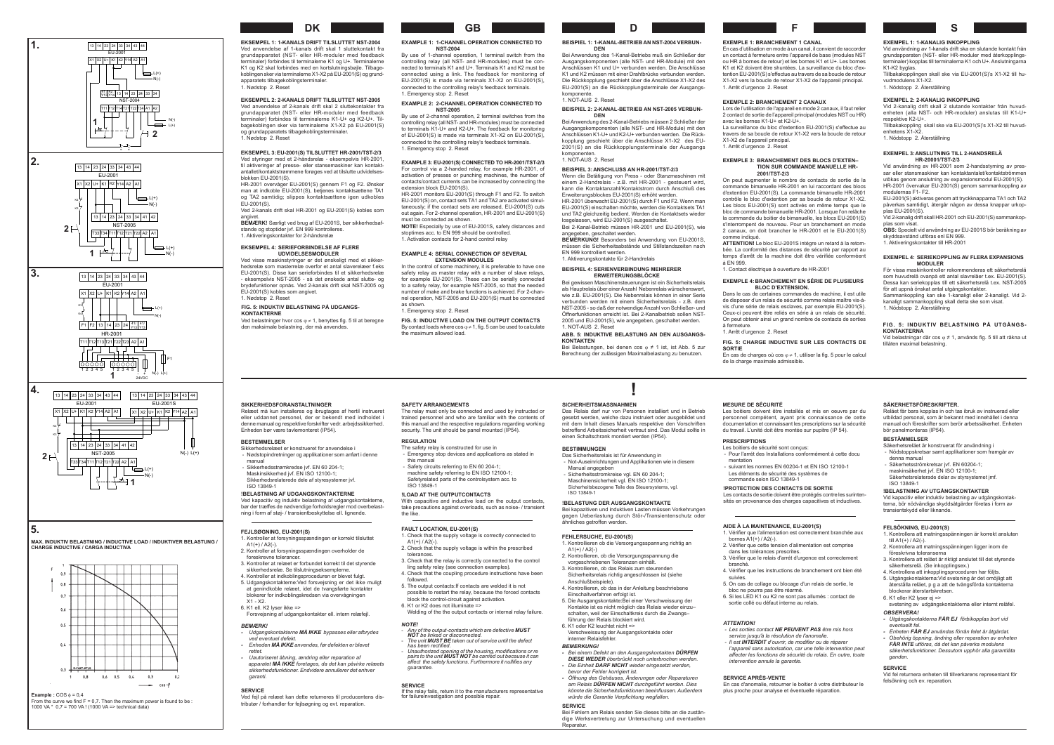# DK

### EKSEMPEL 1: 1-KANALS DRIFT TILSLUTTET NST-2004

Ved anvendelse af 1-kanals drift skal 1 sluttekontakt fra grundapparatet (NST- eller HR-moduler med feedback terminaler) forbindes til terminalerne K1 og U+. Terminalerne K1 og K2 skal forbindes med en kortslutningsbøjle. Tilbagekoblingen sker via terminalerne X1-X2 på EU-2001(S) og grundapparatets tilbagekoblingsterminaler.
1. Nødstop 2. Reset

### EKSEMPEL 2: 2-KANALS DRIFT TILSLUTTET NST-2005

Ved anvendelse af 2-kanals drift skal 2 sluttekontakter fra grundapparatet (NST- eller HR-moduler med feedback terminaler) forbindes til terminalerne K1-U+ og K2-U+. Tilbagekoblingen sker via terminalerne X1-X2 på EU-2001(S) og grundapparatets tilbagekoblingsterminaler.
1. Nødstop 2. Reset

### EKSEMPEL 3: EU-2001(S) TILSLUTTET HR-2001/TST-2/3

Ved styringer med et 2-håndsrelæ - eksempelvis HR-2001, til aktiveringer af presse- eller stansemaskiner kan kontaktantallet/kontaktstrømmene forøges ved at tilslutte udvidelsesblokken EU-2001(S).

HR-2001 overvåger EU-2001(S) gennem F1 og F2. Ønsker man at indkoble EU-2001(S), betjenes kontaktsætterne TA1 og TA2 samtidig; slippes kontaktsætterne igen udkobles EU-2001(S).

Ved 2-kanals drift skal HR-2001 og EU-2001(S) kobles som angivet.

**BEMÆRK!** Særligt ved brug af EU-2001S, bør sikkerhedsafstande og stoptider jvf. EN 999 kontrolleres.
1. Aktiveringskontakter for 2-håndsrelæ

### EKSEMPEL 4: SERIEFORBINDELSE AF FLERE UDVIDELSESMODULER

Ved visse maskinstyringer er det ønskeligt med et sikkerhedsrelæ som masterrelæ overfor et antal slaverelæer f.eks EU-2001(S). Disse kan serieforbindes til et sikkerhedsrelæ - eksempelvis NST-2005 - så det ønskede antal slutte- og brydefunktioner opnås. Ved 2-kanals drift skal NST-2005 og EU-2001(S) kobles som angivet.
1. Nødstop 2. Reset

### FIG. 5: INDUKTIV BELASTNING PÅ UDGANGSKONTAKTERNE

Ved belastninger hvor cos $\varphi \neq 1$, benyttes fig. 5 til at beregne den maksimale belastning, der må anvendes.

### SIKKERHEDSFORANSTALTNINGER

Relæet må kun installeres og ibrugtages af hertil instrueret eller uddannet personel, der er bekendt med indholdet i denne manual og respektive forskrifter vedr. arbejdssikkerhed. Enheden bør være tavlemonteret (IP54).

### BESTEMMELSER

Sikkerhedsrelæet er konstrueret for anvendelse i
- Nødstopindretninger og applikationer som anført i denne manual
- Sikkerhedsstrømkredse jvf. EN 60 204-1; Maskinsikkerhed jvf. EN ISO 12100-1; Sikkerhedsrelaterede dele af styresystemer jvf. ISO 13849-1

### !BELASTNING AF UDGANGSKONTAKTERNE

Ved kapacitiv og induktiv belastning af udgangskontakterne, bør der træffes de nødvendige forholdsregler mod overbelastning i form af støj- / transientbeskyttelse ell. lignende.

### FEJLSØGNING, EU-2001(S)

1. Kontroller at forsyningsspændingen er korrekt tilsluttet A1(+) / A2(-).
2. Kontroller at forsyningsspændingen overholder de foreskrevne tolerancer.
3. Kontroller at relæet er forbundet korrekt til det styrende sikkerhedsrelæ. Se tilslutningseksemplerne.
4. Kontroller at indkoblingsproceduren er blevet fulgt.
5. Udgangskontakterne:Ved forsvejsning er det ikke muligt at genindkoble relæet, idet de tvangsførte kontakter blokerer for indkoblingskredsen via overvågningen X1 - X2.
6. K1 ell. K2 lyser ikke =>
Forsvejsning af udgangskontakter ell. internt relæfejl.

*BEMÆRK!*
- *Udgangskontakterne **MÅ IKKE** bypasses eller afbrydes ved eventuel defekt.*
- *Enheden **MÅ IKKE** anvendes, før defekten er blevet rettet.*
- *Uautoriseret åbning, ændring eller reparation af apparatet **MÅ IKKE** foretages, da det kan påvirke relæets sikkerhedsfunktioner. Endvidere annullerer det enhver garanti.*

### SERVICE

Ved fejl på relæet kan dette returneres til producentens distributør / forhandler for fejlsøgning og evt. reparation.

# GB

### EXAMPLE 1: 1-CHANNEL OPERATION CONNECTED TO NST-2004

By use of 1-channel operation, 1 terminal switch from the controlling relay (all NST- and HR-modules) must be connected to terminals K1 and U+. Terminals K1 and K2 must be connected using a link. The feedback for monitoring of EU-2001(S) is made via terminals X1-X2 on EU-2001(S), connected to the controlling relay's feedback terminals.
1. Emergency stop 2. Reset

### EXAMPLE 2: 2-CHANNEL OPERATION CONNECTED TO NST-2005

By use of 2-channel operation, 2 terminal switches from the controlling relay (all NST- and HR-modules) must be connected to terminals K1-U+ and K2-U+. The feedback for monitoring of EU-2001(S) is made via terminals X1-X2 on EU-2001(S), connected to the controlling relay's feedback terminals.
1. Emergency stop 2. Reset

### EXAMPLE 3: EU-2001(S) CONNECTED TO HR-2001/TST-2/3

For control via a 2-handed relay, for example HR-2001, of activation of presses or punching machines, the number of contacts/contact currents can be increased by connecting the extension block EU-2001(S).

HR-2001 monitors EU-2001(S) through F1 and F2. To switch EU-2001(S) on, contact sets TA1 and TA2 are activated simultaneously; if the contact sets are released, EU-2001(S) cuts out again. For 2-channel operation, HR-2001 and EU-2001(S) must be connected as shown.

**NOTE!** Especially by use of EU-2001S, safety distances and stoptimes acc. to EN 999 should be controlled.
1. Activation contacts for 2-hand control relay

### EXAMPLE 4: SERIAL CONNECTION OF SEVERAL EXTENSION MODULES

In the control of some machinery, it is preferable to have one safety relay as master relay with a number of slave relays, for example EU-2001(S). These can be serially connected to a safety relay, for example NST-2005, so that the needed number of make and brake functions is achieved. For 2-channel operation, NST-2005 and EU-2001(S) must be connected as shown.
1. Emergency stop 2. Reset

### FIG. 5: INDUCTIVE LOAD ON THE OUTPUT CONTACTS

By contact loads where cos $\varphi \neq 1$, fig. 5 can be used to calculate the maximum allowed load.

### SAFETY ARRANGEMENTS

The relay must only be connected and used by instructed or trained personnel and who are familiar with the contents of this manual and the respective regulations regarding working security. The unit should be panel mounted (IP54).

### REGULATION

The safety relay is constructed for use in
- Emergency stop devices and applications as stated in this manual
- Safety circuits referring to EN 60 204-1; machine safety referring to EN ISO 12100-1; Safetyrelated parts of the controlsystem acc. to ISO 13849-1

### !LOAD AT THE OUTPUTCONTACTS

With capacitive and inductive load on the output contacts, take precautions against overloads, such as noise- / transient the like.

### FAULT LOCATION, EU-2001(S)

1. Check that the supply voltage is correctly connected to A1(+) / A2(-).
2. Check that the supply voltage is within the prescribed tolerances.
3. Check that the relay is correctly connected to the controlling safety relay (see connection examples).
4. Check that the coupling procedure instructions have been followed.
5. The output contacts:If contacts are welded it is not possible to restart the relay, because the forced contacts block the control-circuit against activation.
6. K1 or K2 does not illuminate =>
Welding of the the output contacts or internal relay failure.

*NOTE!*
- *Any of the output-contacts which are defective **MUST NOT** be linked or disconnected.*
- *The unit **MUST BE** taken out of service until the defect has been rectified.*
- *Unauthorized opening of the housing, modifications or repairs to the unit **MUST NOT** be carried out because it can affect the safety functions. Furthermore it nullifies any guarantee.*

### SERVICE

If the relay fails, return it to the manufacturers representative for failureinvestigation and possible repair.

# D

### BEISPIEL 1: 1-KANAL-BETRIEB AN NST-2004 VERBUNDEN

Bei Anwendung des 1-Kanal-Betriebs muß ein Schließer der Ausgangskomponenten (alle NST- und HR-Module) mit den Anschlüssen K1 und U+ verbunden werden. Die Anschlüsse K1 und K2 müssen mit einer Drahtbrücke verbunden werden. Die Rückkopplung geschieht über die Anschlüsse X1-X2 des EU-2001(S) an die Rückkopplungsterminale der Ausgangskomponente.
1. NOT-AUS 2. Reset

### BEISPIEL 2: 2-KANAL-BETRIEB AN NST-2005 VERBUNDEN

Bei Anwendung des 2-Kanal-Betriebs müssen 2 Schließer der Ausgangskomponenten (alle NST- und HR-Module) mit den Anschlüssen K1-U+ und K2-U+ verbunden werden. Die Rückkopplung geschieht über die Anschlüsse X1-X2 des EU-2001(S) an die Rückkopplungsterminale der Ausgangskomponenten.
1. NOT-AUS 2. Reset

### BEISPIEL 3: ANSCHLUSS AN HR-2001/TST-2/3

Wenn die Betätigung von Press - oder Stanzmaschinen mit einem 2-Handrelais - z.B. mit HR-2001 - gesteuert wird, kann die Kontaktanzahl/Kontaktstrom durch Anschluß des Erweiterungsblockes EU-2001(S) erhöht werden.

HR-2001 überwacht EU-2001(S) durch F1 und F2. Wenn man EU-2001(S) einschalten möchte, werden die Kontaktsets TA1 und TA2 gleichzeitig bedient. Werden die Kontaktsets wieder losgelassen, wird EU-2001(S) ausgeschaltet.

Bei 2-Kanal-Betrieb müssen HR-2001 und EU-2001(S), wie angegeben, geschaltet werden.

**BEMERKUNG!** Besonders bei Anwendung von EU-2001S, müssen die Sicherheitsabstände und Stillstandszeiten nach EN 999 kontrolliert werden.
1. Aktiverungskontakte für 2-Handrelais

### BEISPIEL 4: SERIENVERBINDUNG MEHRERER ERWEITERUNGSBLÖCKE

Bei gewissen Maschinensteuerungen ist ein Sicherheitsrelais als Hauptrelais über einer Anzahl Nebenrelais wünschenswert, wie z.B. EU-2001(S). Die Nebenrelais können in einer Serie verbunden werden mit einem Sicherheitsrelais - z.B. dem NST-2005 - so daß der notwendige Anzahl von Schließer- und Öffnerfunktionen erreicht ist. Bei 2-Kanalbetrieb sollen NST-2005 und EU-2001(S), wie angegeben, verbunden werden.
1. NOT-AUS 2. Reset

### ABB. 5: INDUKTIVE BELASTUNG AN DEN AUSGANGSKONTAKTEN

Bei Belastungen, bei denen cos $\varphi \neq 1$ ist, ist Abb. 5 zur Berechnung der zulässigen Maximalbelastung zu benutzen.

### SICHERHEITSMASSNAHMEN

Das Relais darf nur von Personen installiert und in Betrieb gesetzt werden, welche dazu instruiert oder ausgebildet und mit dem Inhalt dieses Manuals respektive den Vorschriften betreffend Arbeitssicherheit vertraut sind. Das Modul sollte in einen Schaltschrank montiert werden (IP54).

### BESTIMMUNGEN

Das Sicherheitsrelais ist für Anwendung in
- Not-Ausvorrichtungen und Applikationen wie in diesem Manual angegeben
- Sicherheitsstromkreise vgl. EN 60 204-1; Maschinensicherheit vgl. EN ISO 12100-1; Sicherheitsbezogene Teile des Steuersystems, vgl. ISO 13849-1

### !BELASTUNG DER AUSGANGSKONTAKTE

Bei kapazitiven und induktiven Lasten müssen Vorkehrungen gegen Ueberlastung durch Stör-/Transientenschutz oder ähnliches getroffen werden.

### FEHLERSUCHE, EU-2001(S)

1. Kontrollieren ob die Versorgungsspannung richtig an A1(+) / A2(-)
2. Kontrollieren, ob die Versorgungsspannung die vorgeschriebenen Toleranzen einhält.
3. Kontrollieren, ob das Relais zum steuernden Sicherheitsrelais richtig angeschlossen ist (siehe Anschlußbeispiele).
4. Kontrollieren, ob das in der Anleitung beschriebene Einschaltverfahren erfolgt ist.
5. Die Ausgangskontakte:Bei einer Verschweissung der Kontakte ist es nicht möglich das Relais wieder einzuschalten, weil der Einschaltkreis durch die Zwangsführung der Relais blockiert wird.
6. K1 oder K2 leuchtet nicht =>
Verschweissung der Ausgangskontakte oder interner Relaisfehler.

*BEMERKUNG!*
- *Bei einem Defekt an den Ausgangskontakten **DÜRFEN DIESE WEDER** überbrückt noch unterbrochen werden.*
- *Die Einheit **DARF NICHT** wieder eingesetzt werden, bevor der Fehler korrigiert ist.*
- *Öffnung des Gehäuses, Änderungen oder Reparaturen am Relais **DÜRFEN NICHT** durchgeführt werden. Dies könnte die Sicherheitsfunktionen beeinflussen. Außerdem würde die Garantie Verpflichtung wegfallen.*

### SERVICE

Bei Fehlern am Relais senden Sie dieses bitte an die zuständige Werksvertretung zur Untersuchung und eventuellen Reparatur.

# F

### EXEMPLE 1: BRANCHEMENT 1 CANAL

En cas d'utilisation en mode à un canal, il convient de raccorder un contact à fermeture entre l'appareil de base (modules NST ou HR à bornes de retour) et les bornes K1 et U+. Les bornes K1 et K2 doivent être shuntées. La surveillance du bloc d'extention EU-2001(S) s'effectue au travers de sa boucle de retour X1-X2 vers la boucle de retour X1-X2 de l'appareil principal.
1. Arrêt d'urgence 2. Reset

### EXEMPLE 2: BRANCHEMENT 2 CANAUX

Lors de l'utilisation de l'appareil en mode 2 canaux, il faut relier 2 contact de sortie de l'appareil principal (modules NST ou HR) avec les bornes K1-U+ et K2-U+.

La surveillance du bloc d'extention EU-2001(S) s'effectue au travers de sa boucle de retour X1-X2 vers la boucle de retour X1-X2 de l'appareil principal.
1. Arrêt d'urgence 2. Reset

### EXEMPLE 3: BRANCHEMENT DES BLOCS D'EXTENTION SUR COMMANDE MANUELLE HR-2001/TST-2/3

On peut augmenter le nombre de contacts de sortie de la commande bimanuelle HR-2001 en lui raccordant des blocs d'extention EU-2001(S). La commande bimanuelle HR-2001 contrôle le bloc d'extention par sa boucle de retour X1-X2. Les blocs EU-2001(S) sont activés en même temps que le bloc de commande bimanuelle HR-2001. Lorsque l'on relâche la commande du boitier de bimanuelle, les blocs EU-2001(S) s'interrompent de nouveau. Pour un branchement en mode 2 canaux, on doit brancher le HR-2001 et le EU-2001(S) comme indiqué.

**ATTENTION!** Le bloc EU-2001S intègre un retard à la retombée. La conformité des distances de sécurité par rapport au temps d'arrêt de la machine doit être vérifiée conformément à EN 999.
1. Contact électrique à ouverture de HR-2001

### EXEMPLE 4: BRANCHEMENT EN SÉRIE DE PLUSIEURS BLOC D'EXTENSION.

Dans le cas de certaines commandes de machine, il est utile de disposer d'un relais de sécurité comme relais maître vis-à-vis d'une série de relais esclaves, par exemple EU-2001(S). Ceux-ci peuvent être reliés en série à un relais de sécurité. On peut obtenir ainsi un grand nombre de contacts de sorties à fermeture.
1. Arrêt d'urgence 2. Reset

### FIG. 5: CHARGE INDUCTIVE SUR LES CONTACTS DE SORTIE

En cas de charges où cos $\varphi \neq 1$, utiliser la fig. 5 pour le calcul de la charge maximale admissible.

### MESURE DE SÉCURITÉ

Les boitiers doivent être installés et mis en oeuvre par du personnel compétent, ayant pris connaissance de cette documentation et connaissant les prescriptions sur la sécurité du travail. L'unité doit être montée sur pupitre (IP 54).

### PRESCRIPTIONS

Les boitiers de sécurité sont conçus:
- Pour l'arrêt des Installations conformément à cette documentation
- suivant les normes EN 60204-1 et EN ISO 12100-1 Les éléments de sécurité des systèmes de commande selon ISO 13849-1

### !PROTECTION DES CONTACTS DE SORTIE

Les contacts de sortie doivent être protégés contre les surintensités en provenance des charges capacitives et inductives.

### AIDE À LA MAINTENANCE, EU-2001(S)

1. Vérifier que l'alimentation est correctement branchée aux bornes A1(+) / A2(-).
2. Vérifier que cette tension d'alimentation est comprise dans les tolérances prescrites.
3. Vérifier que le relais d'arrêt d'urgence est correctement branché.
4. Vérifier que les instructions de branchement ont bien été suivies.
5. On cas de collage ou blocage d'un relais de sortie, le bloc ne pourra pas être réarmé.
6. Si les LED K1 ou K2 ne sont pas allumés : contact de sortie collé ou défaut interne au relais.

*ATTENTION!*
- *Les sorties contact **NE PEUVENT PAS** être mis hors service jusqu'à la résolution de l'anomalie.*
- *Il est **INTERDIT** d'ouvrir, de modifier ou de réparer l'appareil sans autorisation, car une telle intervention peut affecter les fonctions de sécurité du relais. En outre, toute intervention annule la garantie.*

### SERVICE APRÈS-VENTE

En cas d'anomalie, retourner le boitier à votre distributeur le plus proche pour analyse et éventuelle réparation.

# S

### EXEMPEL 1: 1-KANALIG INKOPPLING

Vid användning av 1-kanals drift ska en slutande kontakt från grundapparaten (NST- eller HR-moduler med återkopplingsterminaler) kopplas till terminalerna K1 och U+. Anslutningarna K1-K2 byglas.

Tillbakakopplingen skall ske via EU-2001(S)'s X1-X2 till huvudmodulens X1-X2.
1. Nödstopp 2. Återställning

### EXEMPEL 2: 2-KANALIG INKOPPLING

Vid 2-kanalig drift skall 2 slutande kontakter från huvudenheten (alla NST- och HR-moduler) anslutas till K1-U+ respektive K2-U+.

Tillbakakoppling skall ske via EU-2001(S)'s X1-X2 till huvudenhetens X1-X2.
1. Nödstopp 2. Återställning

### EXEMPEL 3: ANSLUTNING TILL 2-HANDSRELÄ HR-2001/TST-2/3

Vid användning av HR-2001 som 2-handsstyrning av pressar eller stansmaskiner kan kontaktantalet/kontaktströmmen utökas genom anslutning av expansionsmodul EU-2001(S).

HR-2001 övervakar EU-2001(S) genom sammankoppling av modulernas F1- F2.

EU-2001(S) aktiveras genom att tryckknapparna TA1 och TA2 påverkas samtidigt, återgår någon av dessa knappar urkopplas EU-2001(S).

Vid 2-kanalig drift skall HR-2001 och EU-2001(S) sammankopplas som visat.

**OBS:** Speciellt vid användning av EU-2001S bör beräkning av skyddsavstånd utföras enl EN 999.
1. Aktiveringskontakter till HR-2001

### EXEMPEL 4: SERIEKOPPLING AV FLERA EXPANSIONS MODULER

För vissa maskinkontroller rekommenderas ett säkerhetsrelä som huvudrelä ovanpå ett antal slavreläer t.ex. EU-2001(S). Dessa kan seriekopplas till ett säkerhetsrelä t.ex. NST-2005 för att uppnå önskat antal utgångskontakter.

Sammankoppling kan ske 1-kanaligt eller 2-kanaligt. Vid 2-kanaligt sammankoppling skall detta ske som visat.
1. Nödstopp 2. Återställning

### FIG. 5: INDUKTIV BELASTNING PÅ UTGÅNGSKONTAKTERNA

Vid belastningar där cos $\varphi \neq 1$, används fig. 5 till att räkna ut tillåten maximal belastning.

### SÄKERHETSFÖRESKRIFTER.

Reläet får bara kopplas in och tas ibruk av instruerad eller utbildad personal, som är bekannt med innehållet i denna manual och föreskrifter som berör arbetssäkerhet. Enheten bör panelmonteras (IP54).

### BESTÄMMELSER

Säkerhetsreläet är konstruerat för användning i
- Nödstoppskretsar samt applikationer som framgår av denna manual
- Säkerhetsströmkretsar jvf. EN 60204-1; maskinsäkerhet jvf. EN ISO 12100-1; Säkerhetsrelaterade delar av styrsystemet jmf. ISO 13849-1

### !BELASTNING AV UTGÅNGSKONTAKTER

Vid kapacitiv eller induktiv belastning av utgångskontakterna, bör nödvändiga skyddsåtgärder företas i form av transientskydd eller liknande.

### FELSÖKNING, EU-2001(S)

1. Kontrollera att matningsspänningen är korrekt ansluten till A1(+) / A2(-).
2. Kontrollera att matningsspänningen ligger inom de föreskrivna toleranserna
3. Kontrollera att reläet är riktigt anslutet till det styrende säkerhetsrelä. (Se inkopplingsex.)
4. Kontrollera att inkopplingsproceduren har följts.
5. Utgångskontakterna:Vid svetsning är det omöjligt att återställa reläet, p g a att de tvångsförda kontakterna blockerar återstartskretsen.
6. K1 eller K2 lyser ej =>
svetsning av utgångskontakterna eller internt relåfel.

*OBSERVERA!*
- *Utgångskontakterna **FÅR EJ** förbikopplas bort vid eventuellt fel.*
- *Enheten **FÅR EJ** användas förrän felet är åtgärdat.*
- *Obehörig öppning, ändring eller reparation av enheten **FÅR INTE** utföras, då det kan påverka modulens säkerhetsfunktioner. Dessutom upphör alla garantiåta ganden.*

### SERVICE

Vid fel returnera enheten till tillverkarens representant för felsökning och ev. reparation.

# 5.

**MAX. INDUKTIV BELASTNING / INDUCTIVE LOAD / INDUKTIVER BELASTUNG / CHARGE INDUCTIVE / CARGA INDUCTIVA**

F
1
0,9
0,8
0,7
0,6
0,5
0,4
0,3
1 0,8 0,6 0,5 0,4 0,3 0,2
cos φ

**Example :** COS φ = 0,4
From the curve we find F = 0,7. Then the maximum power is found to be :
1000 VA * 0,7 = 700 VA ! (1000 VA => technical data)